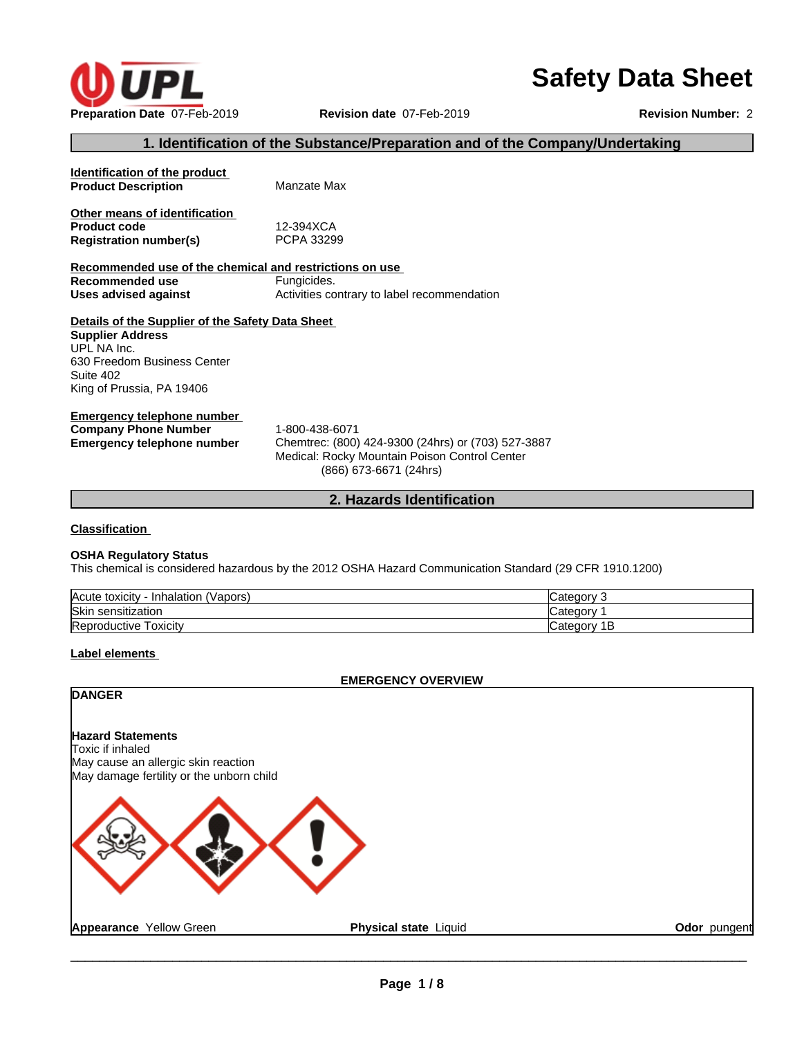# Safety Data Sheet

**Preparation Date** 07-Feb-2019 **Revision date** 07-Feb-2019 **Revision Number:** 2

## 1. Identification of the Substance/Preparation and of the Company/Undertaking

**Identification of the product**

**Product Description** Manzate Max

**Other means of identification**

**Product code** 12-394XCA

**Registration number(s)** PCPA 33299

**Recommended use of the chemical and restrictions on use**

**Recommended use** Fungicides.

**Uses advised against** Activities contrary to label recommendation

**Details of the Supplier of the Safety Data Sheet**

**Supplier Address**
UPL NA Inc.
630 Freedom Business Center
Suite 402
King of Prussia, PA 19406

**Emergency telephone number**

**Company Phone Number** 1-800-438-6071

**Emergency telephone number** Chemtrec: (800) 424-9300 (24hrs) or (703) 527-3887
Medical: Rocky Mountain Poison Control Center
(866) 673-6671 (24hrs)

## 2. Hazards Identification

**Classification**

**OSHA Regulatory Status**
This chemical is considered hazardous by the 2012 OSHA Hazard Communication Standard (29 CFR 1910.1200)

| | |
|---|---|
| Acute toxicity - Inhalation (Vapors) | Category 3 |
| Skin sensitization | Category 1 |
| Reproductive Toxicity | Category 1B |

**Label elements**

**EMERGENCY OVERVIEW**

**DANGER**

**Hazard Statements**
Toxic if inhaled
May cause an allergic skin reaction
May damage fertility or the unborn child

**Appearance** Yellow Green **Physical state** Liquid **Odor** pungent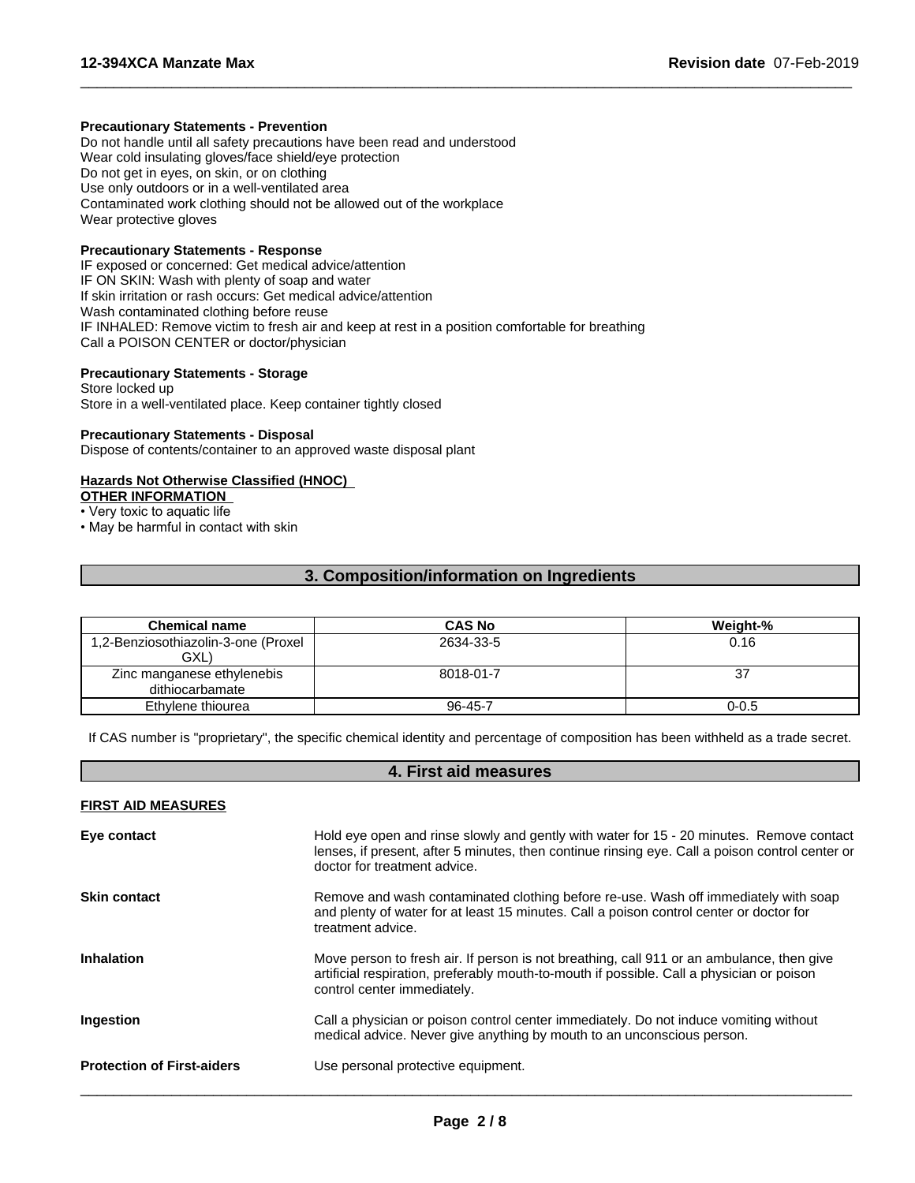**Precautionary Statements - Prevention**

Do not handle until all safety precautions have been read and understood
Wear cold insulating gloves/face shield/eye protection
Do not get in eyes, on skin, or on clothing
Use only outdoors or in a well-ventilated area
Contaminated work clothing should not be allowed out of the workplace
Wear protective gloves

**Precautionary Statements - Response**

IF exposed or concerned: Get medical advice/attention
IF ON SKIN: Wash with plenty of soap and water
If skin irritation or rash occurs: Get medical advice/attention
Wash contaminated clothing before reuse
IF INHALED: Remove victim to fresh air and keep at rest in a position comfortable for breathing
Call a POISON CENTER or doctor/physician

**Precautionary Statements - Storage**

Store locked up
Store in a well-ventilated place. Keep container tightly closed

**Precautionary Statements - Disposal**

Dispose of contents/container to an approved waste disposal plant

**Hazards Not Otherwise Classified (HNOC)**

**OTHER INFORMATION**

- Very toxic to aquatic life
- May be harmful in contact with skin

## 3. Composition/information on Ingredients

| Chemical name | CAS No | Weight-% |
|---|---|---|
| 1,2-Benziosothiazolin-3-one (Proxel GXL) | 2634-33-5 | 0.16 |
| Zinc manganese ethylenebis dithiocarbamate | 8018-01-7 | 37 |
| Ethylene thiourea | 96-45-7 | 0-0.5 |

If CAS number is "proprietary", the specific chemical identity and percentage of composition has been withheld as a trade secret.

## 4. First aid measures

**FIRST AID MEASURES**

**Eye contact**
Hold eye open and rinse slowly and gently with water for 15 - 20 minutes. Remove contact lenses, if present, after 5 minutes, then continue rinsing eye. Call a poison control center or doctor for treatment advice.

**Skin contact**
Remove and wash contaminated clothing before re-use. Wash off immediately with soap and plenty of water for at least 15 minutes. Call a poison control center or doctor for treatment advice.

**Inhalation**
Move person to fresh air. If person is not breathing, call 911 or an ambulance, then give artificial respiration, preferably mouth-to-mouth if possible. Call a physician or poison control center immediately.

**Ingestion**
Call a physician or poison control center immediately. Do not induce vomiting without medical advice. Never give anything by mouth to an unconscious person.

**Protection of First-aiders**
Use personal protective equipment.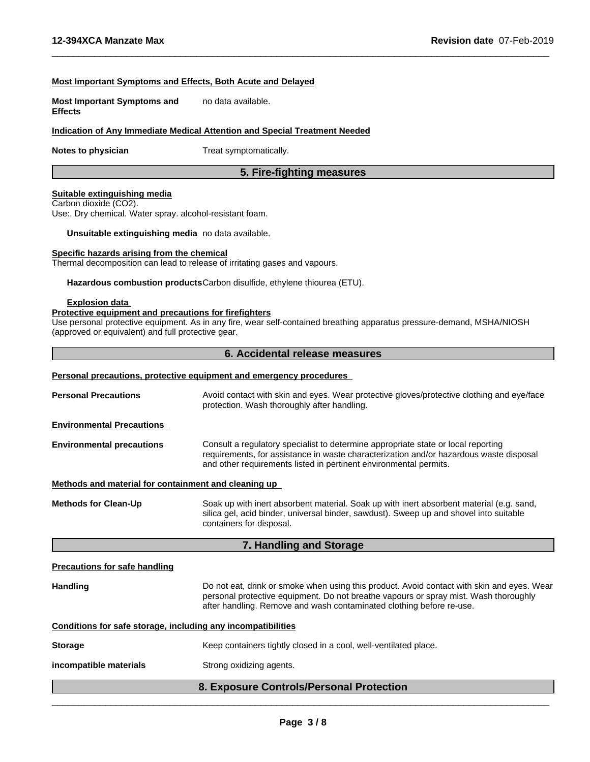#### Most Important Symptoms and Effects, Both Acute and Delayed

**Most Important Symptoms and Effects** no data available.

#### Indication of Any Immediate Medical Attention and Special Treatment Needed

**Notes to physician** Treat symptomatically.

## 5. Fire-fighting measures

#### Suitable extinguishing media

Carbon dioxide ($CO_2$).
Use:. Dry chemical. Water spray. alcohol-resistant foam.

**Unsuitable extinguishing media** no data available.

#### Specific hazards arising from the chemical

Thermal decomposition can lead to release of irritating gases and vapours.

**Hazardous combustion products** Carbon disulfide, ethylene thiourea (ETU).

#### Explosion data

#### Protective equipment and precautions for firefighters

Use personal protective equipment. As in any fire, wear self-contained breathing apparatus pressure-demand, MSHA/NIOSH (approved or equivalent) and full protective gear.

## 6. Accidental release measures

#### Personal precautions, protective equipment and emergency procedures

**Personal Precautions** Avoid contact with skin and eyes. Wear protective gloves/protective clothing and eye/face protection. Wash thoroughly after handling.

#### Environmental Precautions

**Environmental precautions** Consult a regulatory specialist to determine appropriate state or local reporting requirements, for assistance in waste characterization and/or hazardous waste disposal and other requirements listed in pertinent environmental permits.

#### Methods and material for containment and cleaning up

**Methods for Clean-Up** Soak up with inert absorbent material. Soak up with inert absorbent material (e.g. sand, silica gel, acid binder, universal binder, sawdust). Sweep up and shovel into suitable containers for disposal.

## 7. Handling and Storage

#### Precautions for safe handling

**Handling** Do not eat, drink or smoke when using this product. Avoid contact with skin and eyes. Wear personal protective equipment. Do not breathe vapours or spray mist. Wash thoroughly after handling. Remove and wash contaminated clothing before re-use.

#### Conditions for safe storage, including any incompatibilities

**Storage** Keep containers tightly closed in a cool, well-ventilated place.

**incompatible materials** Strong oxidizing agents.

## 8. Exposure Controls/Personal Protection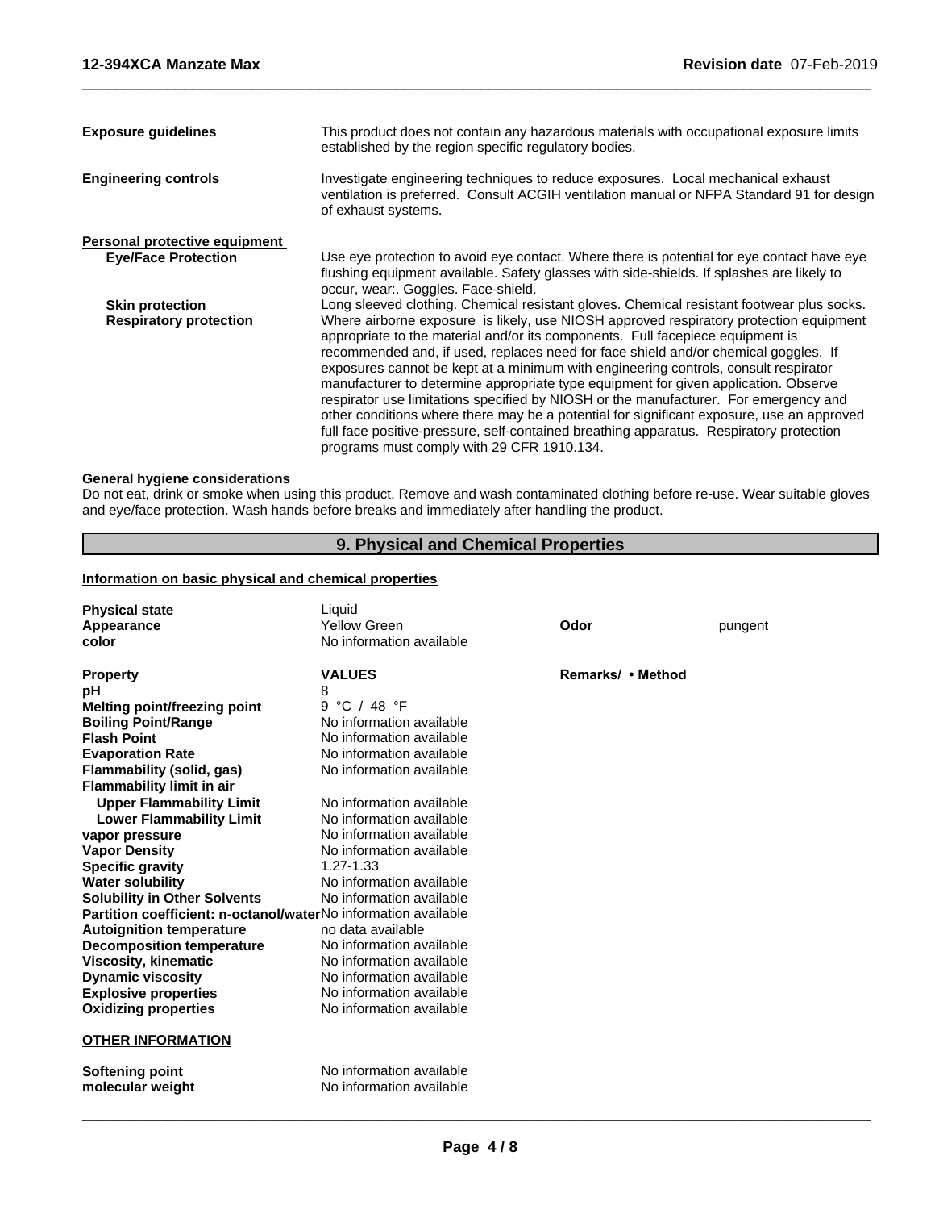| | |
|---|---|
| **Exposure guidelines** | This product does not contain any hazardous materials with occupational exposure limits established by the region specific regulatory bodies. |
| **Engineering controls** | Investigate engineering techniques to reduce exposures. Local mechanical exhaust ventilation is preferred. Consult ACGIH ventilation manual or NFPA Standard 91 for design of exhaust systems. |

**Personal protective equipment**

| | |
|---|---|
| **Eye/Face Protection** | Use eye protection to avoid eye contact. Where there is potential for eye contact have eye flushing equipment available. Safety glasses with side-shields. If splashes are likely to occur, wear:. Goggles. Face-shield. |
| **Skin protection** | Long sleeved clothing. Chemical resistant gloves. Chemical resistant footwear plus socks. |
| **Respiratory protection** | Where airborne exposure is likely, use NIOSH approved respiratory protection equipment appropriate to the material and/or its components. Full facepiece equipment is recommended and, if used, replaces need for face shield and/or chemical goggles. If exposures cannot be kept at a minimum with engineering controls, consult respirator manufacturer to determine appropriate type equipment for given application. Observe respirator use limitations specified by NIOSH or the manufacturer. For emergency and other conditions where there may be a potential for significant exposure, use an approved full face positive-pressure, self-contained breathing apparatus. Respiratory protection programs must comply with 29 CFR 1910.134. |

**General hygiene considerations**

Do not eat, drink or smoke when using this product. Remove and wash contaminated clothing before re-use. Wear suitable gloves and eye/face protection. Wash hands before breaks and immediately after handling the product.

## 9. Physical and Chemical Properties

**Information on basic physical and chemical properties**

| | | | |
|---|---|---|---|
| **Physical state** | Liquid | | |
| **Appearance** | Yellow Green | **Odor** | pungent |
| **color** | No information available | | |

| **Property** | **VALUES** | **Remarks/ • Method** |
|---|---|---|
| **pH** | 8 | |
| **Melting point/freezing point** | 9 °C / 48 °F | |
| **Boiling Point/Range** | No information available | |
| **Flash Point** | No information available | |
| **Evaporation Rate** | No information available | |
| **Flammability (solid, gas)** | No information available | |
| **Flammability limit in air** | | |
| **Upper Flammability Limit** | No information available | |
| **Lower Flammability Limit** | No information available | |
| **vapor pressure** | No information available | |
| **Vapor Density** | No information available | |
| **Specific gravity** | 1.27-1.33 | |
| **Water solubility** | No information available | |
| **Solubility in Other Solvents** | No information available | |
| **Partition coefficient: n-octanol/water** | No information available | |
| **Autoignition temperature** | no data available | |
| **Decomposition temperature** | No information available | |
| **Viscosity, kinematic** | No information available | |
| **Dynamic viscosity** | No information available | |
| **Explosive properties** | No information available | |
| **Oxidizing properties** | No information available | |

**OTHER INFORMATION**

| | |
|---|---|
| **Softening point** | No information available |
| **molecular weight** | No information available |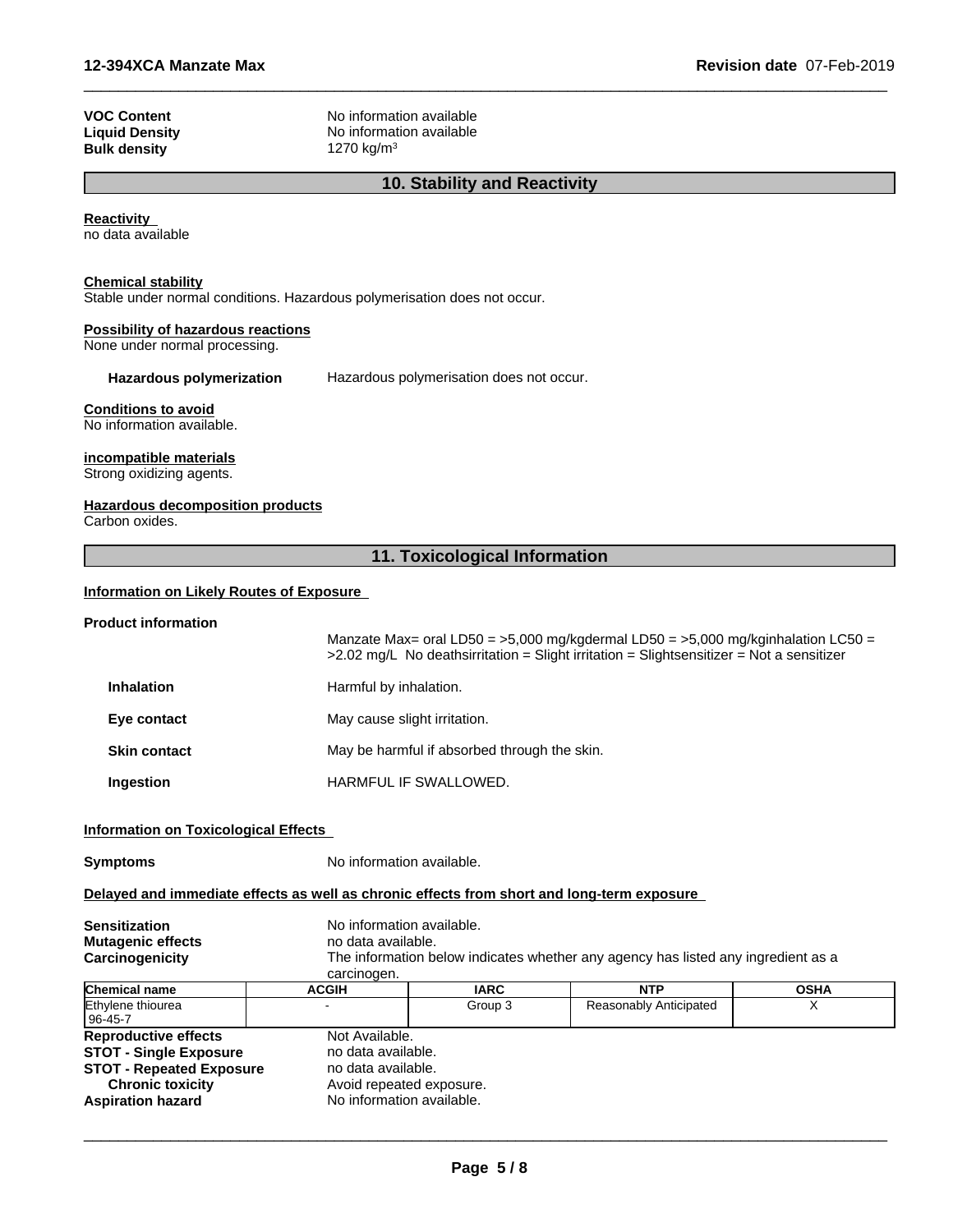**VOC Content** No information available
**Liquid Density** No information available
**Bulk density** 1270 kg/m³

## 10. Stability and Reactivity

**Reactivity**
no data available

**Chemical stability**
Stable under normal conditions. Hazardous polymerisation does not occur.

**Possibility of hazardous reactions**
None under normal processing.

**Hazardous polymerization** Hazardous polymerisation does not occur.

**Conditions to avoid**
No information available.

**incompatible materials**
Strong oxidizing agents.

**Hazardous decomposition products**
Carbon oxides.

## 11. Toxicological Information

**Information on Likely Routes of Exposure**

**Product information**

Manzate Max= oral LD50 = >5,000 mg/kgdermal LD50 = >5,000 mg/kginhalation LC50 = >2.02 mg/L No deathsirritation = Slight irritation = Slightsensitizer = Not a sensitizer

**Inhalation** Harmful by inhalation.

**Eye contact** May cause slight irritation.

**Skin contact** May be harmful if absorbed through the skin.

**Ingestion** HARMFUL IF SWALLOWED.

**Information on Toxicological Effects**

**Symptoms** No information available.

**Delayed and immediate effects as well as chronic effects from short and long-term exposure**

**Sensitization** No information available.
**Mutagenic effects** no data available.
**Carcinogenicity** The information below indicates whether any agency has listed any ingredient as a carcinogen.

| Chemical name | ACGIH | IARC | NTP | OSHA |
|---|---|---|---|---|
| Ethylene thiourea 96-45-7 | - | Group 3 | Reasonably Anticipated | X |

**Reproductive effects** Not Available.
**STOT - Single Exposure** no data available.
**STOT - Repeated Exposure** no data available.
**Chronic toxicity** Avoid repeated exposure.
**Aspiration hazard** No information available.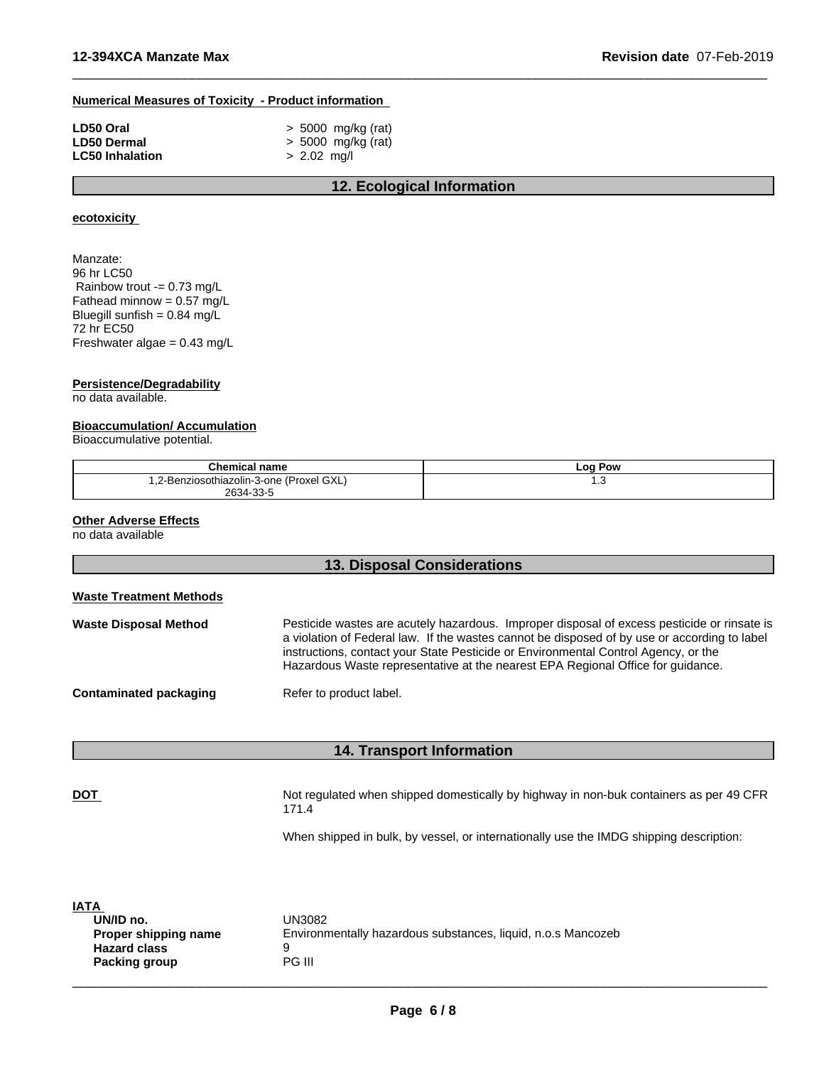**Numerical Measures of Toxicity - Product information**

| | |
|---|---|
| **LD50 Oral** | > 5000 mg/kg (rat) |
| **LD50 Dermal** | > 5000 mg/kg (rat) |
| **LC50 Inhalation** | > 2.02 mg/l |

## 12. Ecological Information

**ecotoxicity**

Manzate:
96 hr LC50
Rainbow trout -= 0.73 mg/L
Fathead minnow = 0.57 mg/L
Bluegill sunfish = 0.84 mg/L
72 hr EC50
Freshwater algae = 0.43 mg/L

**Persistence/Degradability**
no data available.

**Bioaccumulation/ Accumulation**
Bioaccumulative potential.

| Chemical name | Log Pow |
|---|---|
| 1,2-Benziosothiazolin-3-one (Proxel GXL) 2634-33-5 | 1.3 |

**Other Adverse Effects**
no data available

## 13. Disposal Considerations

**Waste Treatment Methods**

**Waste Disposal Method** — Pesticide wastes are acutely hazardous. Improper disposal of excess pesticide or rinsate is a violation of Federal law. If the wastes cannot be disposed of by use or according to label instructions, contact your State Pesticide or Environmental Control Agency, or the Hazardous Waste representative at the nearest EPA Regional Office for guidance.

**Contaminated packaging** — Refer to product label.

## 14. Transport Information

**DOT** — Not regulated when shipped domestically by highway in non-buk containers as per 49 CFR 171.4

When shipped in bulk, by vessel, or internationally use the IMDG shipping description:

**IATA**

| | |
|---|---|
| **UN/ID no.** | UN3082 |
| **Proper shipping name** | Environmentally hazardous substances, liquid, n.o.s Mancozeb |
| **Hazard class** | 9 |
| **Packing group** | PG III |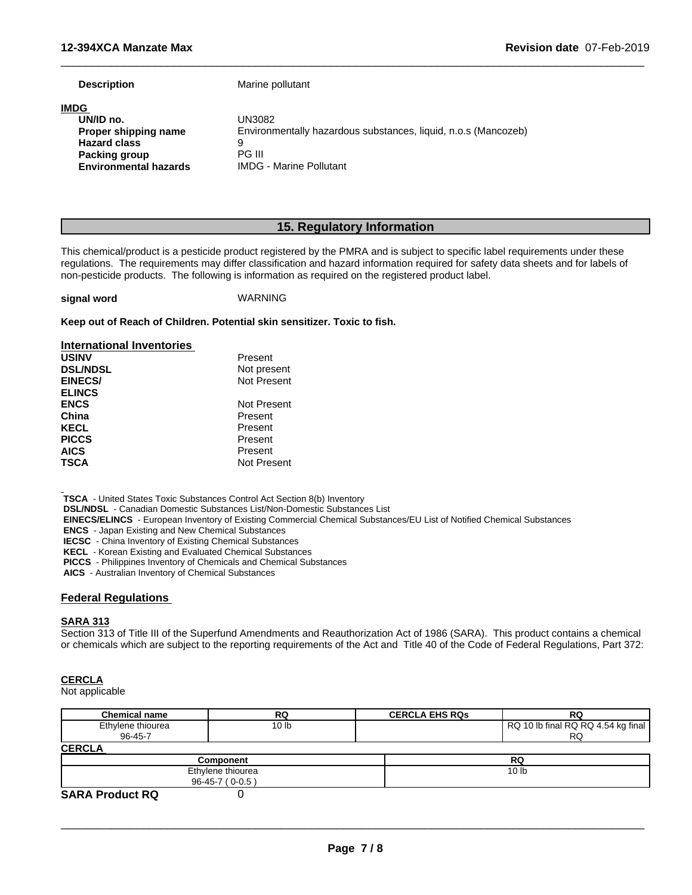**Description** Marine pollutant

**IMDG**

| | |
|---|---|
| **UN/ID no.** | UN3082 |
| **Proper shipping name** | Environmentally hazardous substances, liquid, n.o.s (Mancozeb) |
| **Hazard class** | 9 |
| **Packing group** | PG III |
| **Environmental hazards** | IMDG - Marine Pollutant |

## 15. Regulatory Information

This chemical/product is a pesticide product registered by the PMRA and is subject to specific label requirements under these regulations. The requirements may differ classification and hazard information required for safety data sheets and for labels of non-pesticide products. The following is information as required on the registered product label.

**signal word** WARNING

**Keep out of Reach of Children. Potential skin sensitizer. Toxic to fish.**

**International Inventories**

| | |
|---|---|
| **USINV** | Present |
| **DSL/NDSL** | Not present |
| **EINECS/ ELINCS** | Not Present |
| **ENCS** | Not Present |
| **China** | Present |
| **KECL** | Present |
| **PICCS** | Present |
| **AICS** | Present |
| **TSCA** | Not Present |

**TSCA** - United States Toxic Substances Control Act Section 8(b) Inventory
**DSL/NDSL** - Canadian Domestic Substances List/Non-Domestic Substances List
**EINECS/ELINCS** - European Inventory of Existing Commercial Chemical Substances/EU List of Notified Chemical Substances
**ENCS** - Japan Existing and New Chemical Substances
**IECSC** - China Inventory of Existing Chemical Substances
**KECL** - Korean Existing and Evaluated Chemical Substances
**PICCS** - Philippines Inventory of Chemicals and Chemical Substances
**AICS** - Australian Inventory of Chemical Substances

**Federal Regulations**

**SARA 313**

Section 313 of Title III of the Superfund Amendments and Reauthorization Act of 1986 (SARA). This product contains a chemical or chemicals which are subject to the reporting requirements of the Act and Title 40 of the Code of Federal Regulations, Part 372:

**CERCLA**

Not applicable

| Chemical name | RQ | CERCLA EHS RQs | RQ |
|---|---|---|---|
| Ethylene thiourea 96-45-7 | 10 lb | | RQ 10 lb final RQ RQ 4.54 kg final RQ |

**CERCLA**

| Component | RQ |
|---|---|
| Ethylene thiourea 96-45-7 ( 0-0.5 ) | 10 lb |

**SARA Product RQ** 0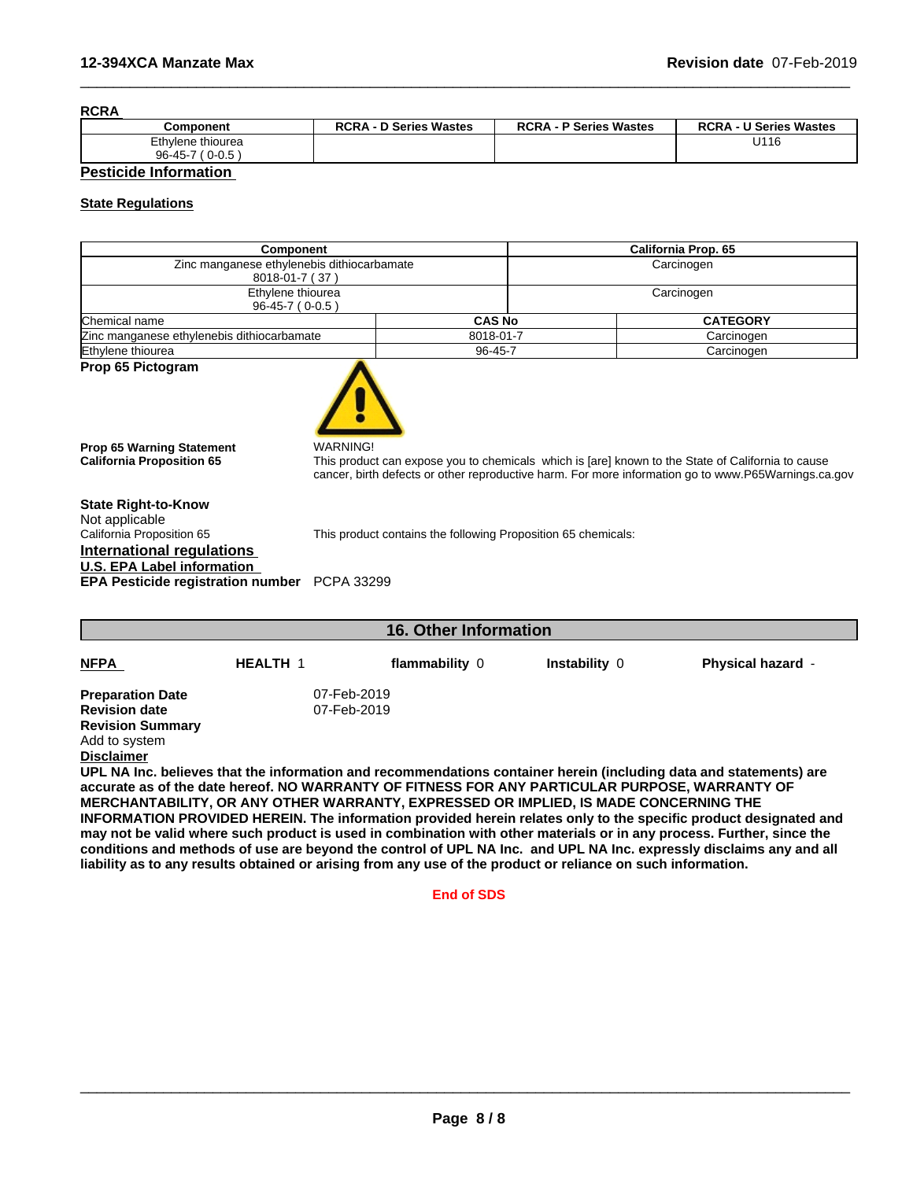### RCRA

| Component | RCRA - D Series Wastes | RCRA - P Series Wastes | RCRA - U Series Wastes |
|---|---|---|---|
| Ethylene thiourea<br>96-45-7 ( 0-0.5 ) | | | U116 |

## Pesticide Information

### State Regulations

| Component | California Prop. 65 |
|---|---|
| Zinc manganese ethylenebis dithiocarbamate<br>8018-01-7 ( 37 ) | Carcinogen |
| Ethylene thiourea<br>96-45-7 ( 0-0.5 ) | Carcinogen |

| Chemical name | CAS No | CATEGORY |
|---|---|---|
| Zinc manganese ethylenebis dithiocarbamate | 8018-01-7 | Carcinogen |
| Ethylene thiourea | 96-45-7 | Carcinogen |

**Prop 65 Pictogram**

**Prop 65 Warning Statement**
**California Proposition 65**

WARNING!
This product can expose you to chemicals which is [are] known to the State of California to cause cancer, birth defects or other reproductive harm. For more information go to www.P65Warnings.ca.gov

**State Right-to-Know**
Not applicable
California Proposition 65 — This product contains the following Proposition 65 chemicals:

**International regulations**

**U.S. EPA Label information**

**EPA Pesticide registration number** PCPA 33299

## 16. Other Information

| NFPA | HEALTH 1 | flammability 0 | Instability 0 | Physical hazard - |
|---|---|---|---|---|

**Preparation Date** 07-Feb-2019
**Revision date** 07-Feb-2019
**Revision Summary**
Add to system

**Disclaimer**

**UPL NA Inc. believes that the information and recommendations container herein (including data and statements) are accurate as of the date hereof. NO WARRANTY OF FITNESS FOR ANY PARTICULAR PURPOSE, WARRANTY OF MERCHANTABILITY, OR ANY OTHER WARRANTY, EXPRESSED OR IMPLIED, IS MADE CONCERNING THE INFORMATION PROVIDED HEREIN. The information provided herein relates only to the specific product designated and may not be valid where such product is used in combination with other materials or in any process. Further, since the conditions and methods of use are beyond the control of UPL NA Inc. and UPL NA Inc. expressly disclaims any and all liability as to any results obtained or arising from any use of the product or reliance on such information.**

End of SDS